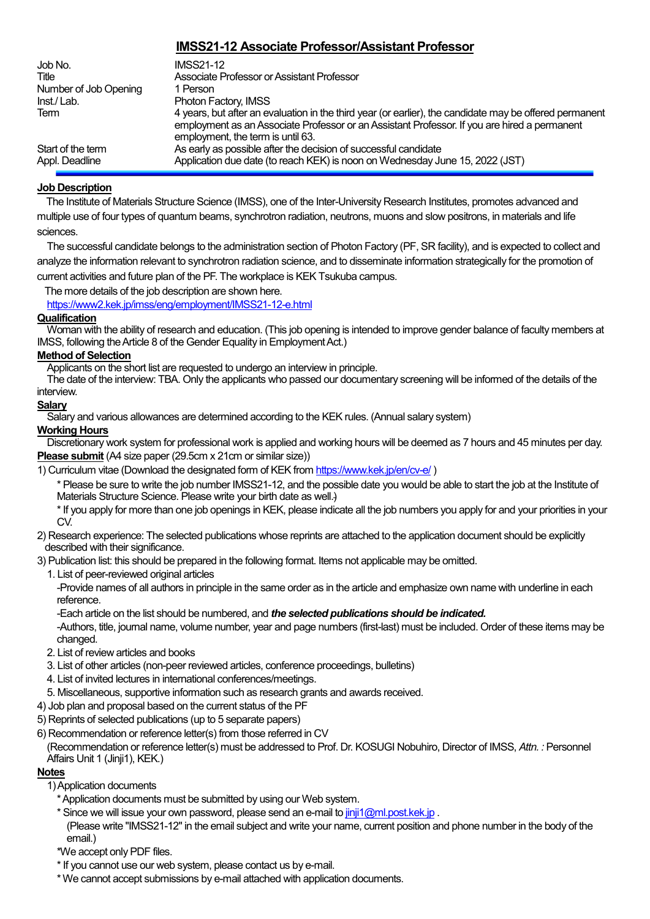# IMSS21-12 Associate Professor/Assistant Professor

| | |
|---|---|
| Job No. | IMSS21-12 |
| Title | Associate Professor or Assistant Professor |
| Number of Job Opening | 1 Person |
| Inst./ Lab. | Photon Factory, IMSS |
| Term | 4 years, but after an evaluation in the third year (or earlier), the candidate may be offered permanent employment as an Associate Professor or an Assistant Professor. If you are hired a permanent employment, the term is until 63. |
| Start of the term | As early as possible after the decision of successful candidate |
| Appl. Deadline | Application due date (to reach KEK) is noon on Wednesday June 15, 2022 (JST) |

**Job Description**

The Institute of Materials Structure Science (IMSS), one of the Inter-University Research Institutes, promotes advanced and multiple use of four types of quantum beams, synchrotron radiation, neutrons, muons and slow positrons, in materials and life sciences.

The successful candidate belongs to the administration section of Photon Factory (PF, SR facility), and is expected to collect and analyze the information relevant to synchrotron radiation science, and to disseminate information strategically for the promotion of current activities and future plan of the PF. The workplace is KEK Tsukuba campus.

The more details of the job description are shown here.
https://www2.kek.jp/imss/eng/employment/IMSS21-12-e.html

**Qualification**

Woman with the ability of research and education. (This job opening is intended to improve gender balance of faculty members at IMSS, following the Article 8 of the Gender Equality in Employment Act.)

**Method of Selection**

Applicants on the short list are requested to undergo an interview in principle.
The date of the interview: TBA. Only the applicants who passed our documentary screening will be informed of the details of the interview.

**Salary**

Salary and various allowances are determined according to the KEK rules. (Annual salary system)

**Working Hours**

Discretionary work system for professional work is applied and working hours will be deemed as 7 hours and 45 minutes per day.

**Please submit** (A4 size paper (29.5cm x 21cm or similar size))

1) Curriculum vitae (Download the designated form of KEK from https://www.kek.jp/en/cv-e/ )
   * Please be sure to write the job number IMSS21-12, and the possible date you would be able to start the job at the Institute of Materials Structure Science. Please write your birth date as well.)
   * If you apply for more than one job openings in KEK, please indicate all the job numbers you apply for and your priorities in your CV.
2) Research experience: The selected publications whose reprints are attached to the application document should be explicitly described with their significance.
3) Publication list: this should be prepared in the following format. Items not applicable may be omitted.
   1. List of peer-reviewed original articles
      -Provide names of all authors in principle in the same order as in the article and emphasize own name with underline in each reference.
      -Each article on the list should be numbered, and ***the selected publications should be indicated.***
      -Authors, title, journal name, volume number, year and page numbers (first-last) must be included. Order of these items may be changed.
   2. List of review articles and books
   3. List of other articles (non-peer reviewed articles, conference proceedings, bulletins)
   4. List of invited lectures in international conferences/meetings.
   5. Miscellaneous, supportive information such as research grants and awards received.
4) Job plan and proposal based on the current status of the PF
5) Reprints of selected publications (up to 5 separate papers)
6) Recommendation or reference letter(s) from those referred in CV
   (Recommendation or reference letter(s) must be addressed to Prof. Dr. KOSUGI Nobuhiro, Director of IMSS, *Attn.* : Personnel Affairs Unit 1 (Jinji1), KEK.)

**Notes**

1) Application documents
   * Application documents must be submitted by using our Web system.
   * Since we will issue your own password, please send an e-mail to jinji1@ml.post.kek.jp .
     (Please write "IMSS21-12" in the email subject and write your name, current position and phone number in the body of the email.)
   *We accept only PDF files.
   * If you cannot use our web system, please contact us by e-mail.
   * We cannot accept submissions by e-mail attached with application documents.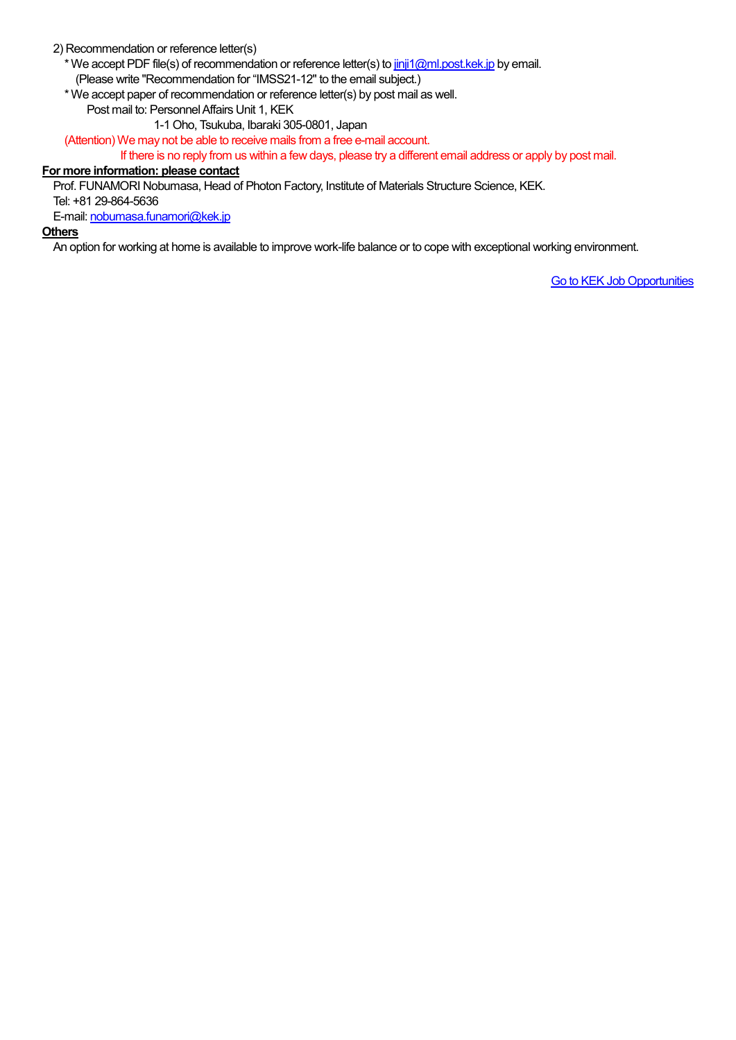2) Recommendation or reference letter(s)

* We accept PDF file(s) of recommendation or reference letter(s) to jinji1@ml.post.kek.jp by email.
  (Please write "Recommendation for "IMSS21-12" to the email subject.)
* We accept paper of recommendation or reference letter(s) by post mail as well.
  Post mail to: Personnel Affairs Unit 1, KEK
  1-1 Oho, Tsukuba, Ibaraki 305-0801, Japan

(Attention) We may not be able to receive mails from a free e-mail account.
If there is no reply from us within a few days, please try a different email address or apply by post mail.

**For more information: please contact**

Prof. FUNAMORI Nobumasa, Head of Photon Factory, Institute of Materials Structure Science, KEK.
Tel: +81 29-864-5636
E-mail: nobumasa.funamori@kek.jp

**Others**

An option for working at home is available to improve work-life balance or to cope with exceptional working environment.

Go to KEK Job Opportunities